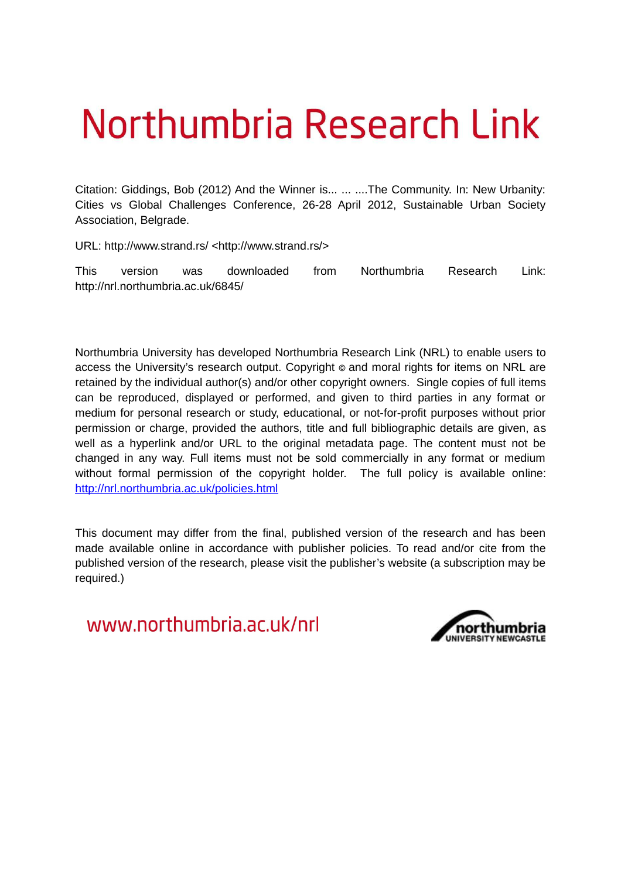# Northumbria Research Link

Citation: Giddings, Bob (2012) And the Winner is... ... ....The Community. In: New Urbanity: Cities vs Global Challenges Conference, 26-28 April 2012, Sustainable Urban Society Association, Belgrade.

URL: http://www.strand.rs/ <http://www.strand.rs/>

This version was downloaded from Northumbria Research Link: http://nrl.northumbria.ac.uk/6845/

Northumbria University has developed Northumbria Research Link (NRL) to enable users to access the University's research output. Copyright © and moral rights for items on NRL are retained by the individual author(s) and/or other copyright owners. Single copies of full items can be reproduced, displayed or performed, and given to third parties in any format or medium for personal research or study, educational, or not-for-profit purposes without prior permission or charge, provided the authors, title and full bibliographic details are given, as well as a hyperlink and/or URL to the original metadata page. The content must not be changed in any way. Full items must not be sold commercially in any format or medium without formal permission of the copyright holder. The full policy is available online: http://nrl.northumbria.ac.uk/policies.html

This document may differ from the final, published version of the research and has been made available online in accordance with publisher policies. To read and/or cite from the published version of the research, please visit the publisher's website (a subscription may be required.)

www.northumbria.ac.uk/nrl

northumbria UNIVERSITY NEWCASTLE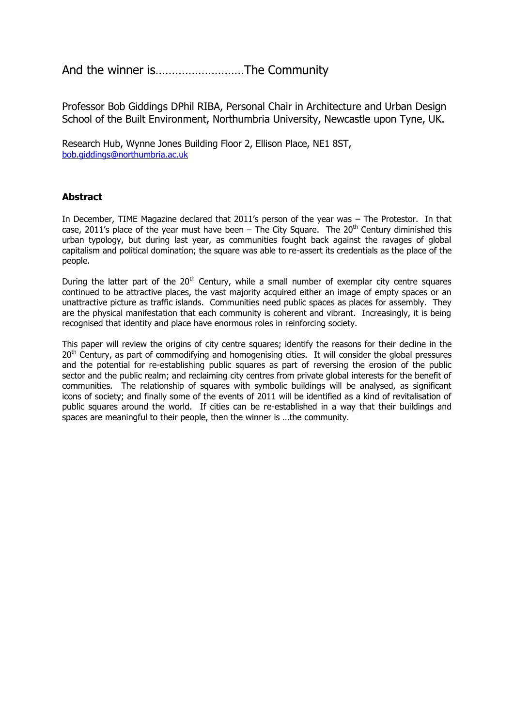# And the winner is………………………The Community

Professor Bob Giddings DPhil RIBA, Personal Chair in Architecture and Urban Design
School of the Built Environment, Northumbria University, Newcastle upon Tyne, UK.

Research Hub, Wynne Jones Building Floor 2, Ellison Place, NE1 8ST,
bob.giddings@northumbria.ac.uk

## Abstract

In December, TIME Magazine declared that 2011's person of the year was – The Protestor. In that case, 2011's place of the year must have been – The City Square. The 20th Century diminished this urban typology, but during last year, as communities fought back against the ravages of global capitalism and political domination; the square was able to re-assert its credentials as the place of the people.

During the latter part of the 20th Century, while a small number of exemplar city centre squares continued to be attractive places, the vast majority acquired either an image of empty spaces or an unattractive picture as traffic islands. Communities need public spaces as places for assembly. They are the physical manifestation that each community is coherent and vibrant. Increasingly, it is being recognised that identity and place have enormous roles in reinforcing society.

This paper will review the origins of city centre squares; identify the reasons for their decline in the 20th Century, as part of commodifying and homogenising cities. It will consider the global pressures and the potential for re-establishing public squares as part of reversing the erosion of the public sector and the public realm; and reclaiming city centres from private global interests for the benefit of communities. The relationship of squares with symbolic buildings will be analysed, as significant icons of society; and finally some of the events of 2011 will be identified as a kind of revitalisation of public squares around the world. If cities can be re-established in a way that their buildings and spaces are meaningful to their people, then the winner is …the community.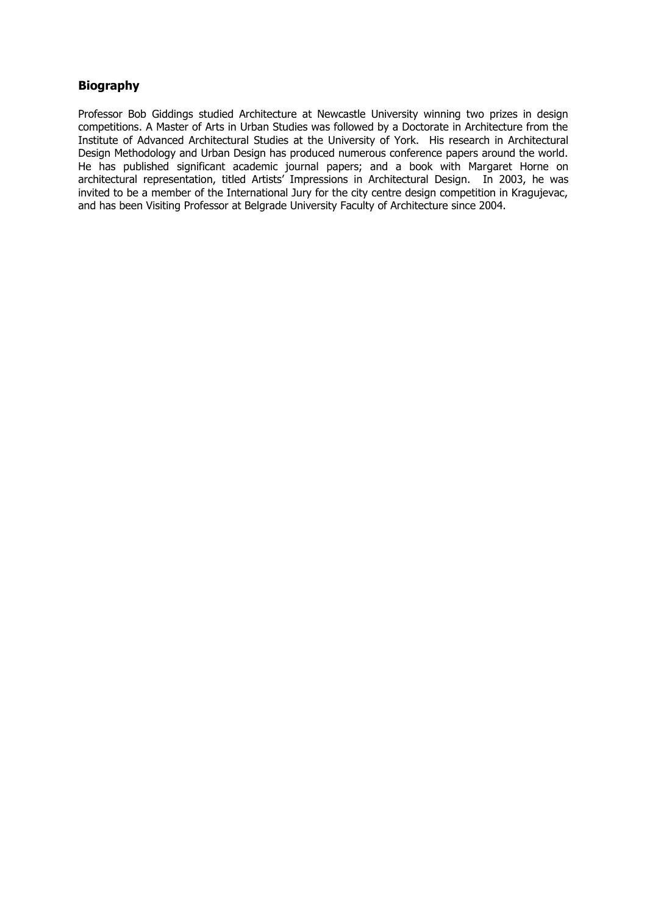## Biography

Professor Bob Giddings studied Architecture at Newcastle University winning two prizes in design competitions. A Master of Arts in Urban Studies was followed by a Doctorate in Architecture from the Institute of Advanced Architectural Studies at the University of York. His research in Architectural Design Methodology and Urban Design has produced numerous conference papers around the world. He has published significant academic journal papers; and a book with Margaret Horne on architectural representation, titled Artists' Impressions in Architectural Design. In 2003, he was invited to be a member of the International Jury for the city centre design competition in Kragujevac, and has been Visiting Professor at Belgrade University Faculty of Architecture since 2004.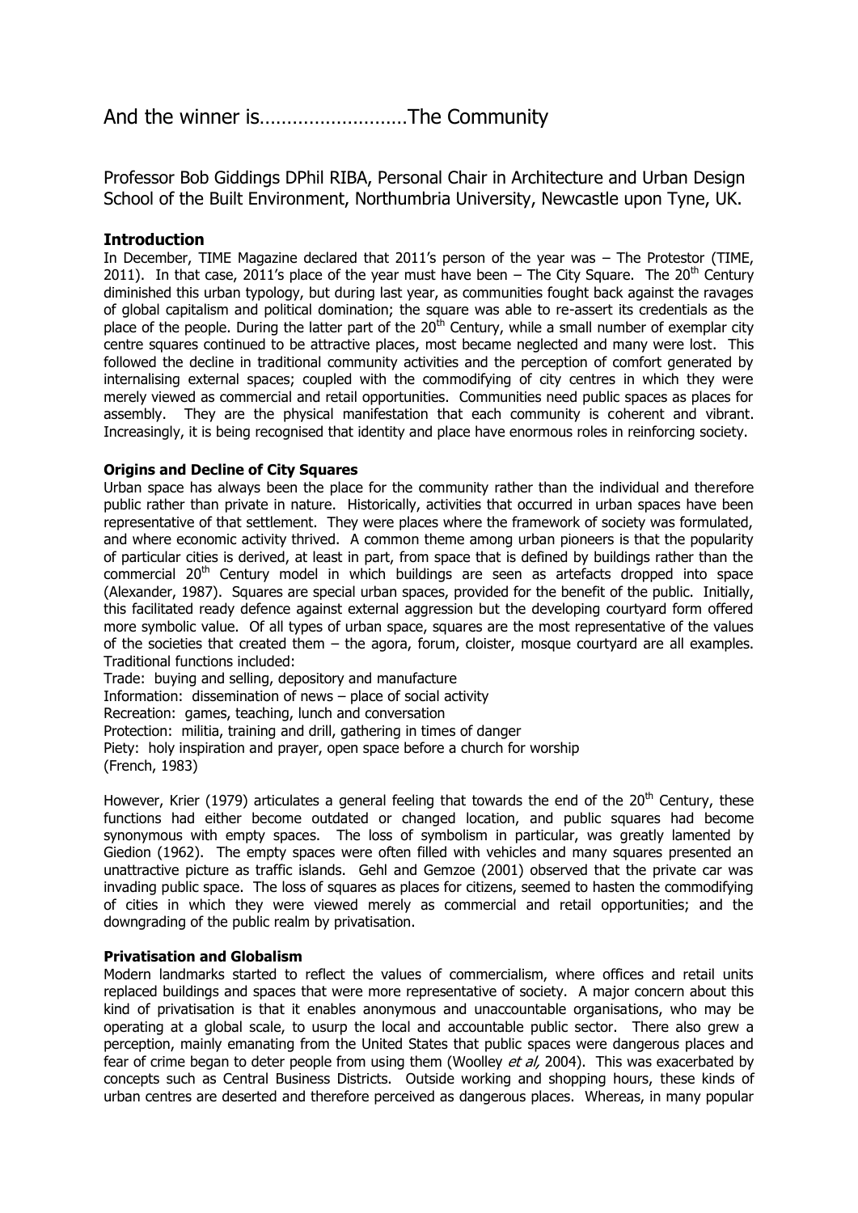# And the winner is………………………The Community

Professor Bob Giddings DPhil RIBA, Personal Chair in Architecture and Urban Design
School of the Built Environment, Northumbria University, Newcastle upon Tyne, UK.

## Introduction

In December, TIME Magazine declared that 2011's person of the year was – The Protestor (TIME, 2011). In that case, 2011's place of the year must have been – The City Square. The 20th Century diminished this urban typology, but during last year, as communities fought back against the ravages of global capitalism and political domination; the square was able to re-assert its credentials as the place of the people. During the latter part of the 20th Century, while a small number of exemplar city centre squares continued to be attractive places, most became neglected and many were lost. This followed the decline in traditional community activities and the perception of comfort generated by internalising external spaces; coupled with the commodifying of city centres in which they were merely viewed as commercial and retail opportunities. Communities need public spaces as places for assembly. They are the physical manifestation that each community is coherent and vibrant. Increasingly, it is being recognised that identity and place have enormous roles in reinforcing society.

### Origins and Decline of City Squares

Urban space has always been the place for the community rather than the individual and therefore public rather than private in nature. Historically, activities that occurred in urban spaces have been representative of that settlement. They were places where the framework of society was formulated, and where economic activity thrived. A common theme among urban pioneers is that the popularity of particular cities is derived, at least in part, from space that is defined by buildings rather than the commercial 20th Century model in which buildings are seen as artefacts dropped into space (Alexander, 1987). Squares are special urban spaces, provided for the benefit of the public. Initially, this facilitated ready defence against external aggression but the developing courtyard form offered more symbolic value. Of all types of urban space, squares are the most representative of the values of the societies that created them – the agora, forum, cloister, mosque courtyard are all examples. Traditional functions included:

Trade: buying and selling, depository and manufacture
Information: dissemination of news – place of social activity
Recreation: games, teaching, lunch and conversation
Protection: militia, training and drill, gathering in times of danger
Piety: holy inspiration and prayer, open space before a church for worship
(French, 1983)

However, Krier (1979) articulates a general feeling that towards the end of the 20th Century, these functions had either become outdated or changed location, and public squares had become synonymous with empty spaces. The loss of symbolism in particular, was greatly lamented by Giedion (1962). The empty spaces were often filled with vehicles and many squares presented an unattractive picture as traffic islands. Gehl and Gemzoe (2001) observed that the private car was invading public space. The loss of squares as places for citizens, seemed to hasten the commodifying of cities in which they were viewed merely as commercial and retail opportunities; and the downgrading of the public realm by privatisation.

### Privatisation and Globalism

Modern landmarks started to reflect the values of commercialism, where offices and retail units replaced buildings and spaces that were more representative of society. A major concern about this kind of privatisation is that it enables anonymous and unaccountable organisations, who may be operating at a global scale, to usurp the local and accountable public sector. There also grew a perception, mainly emanating from the United States that public spaces were dangerous places and fear of crime began to deter people from using them (Woolley *et al,* 2004). This was exacerbated by concepts such as Central Business Districts. Outside working and shopping hours, these kinds of urban centres are deserted and therefore perceived as dangerous places. Whereas, in many popular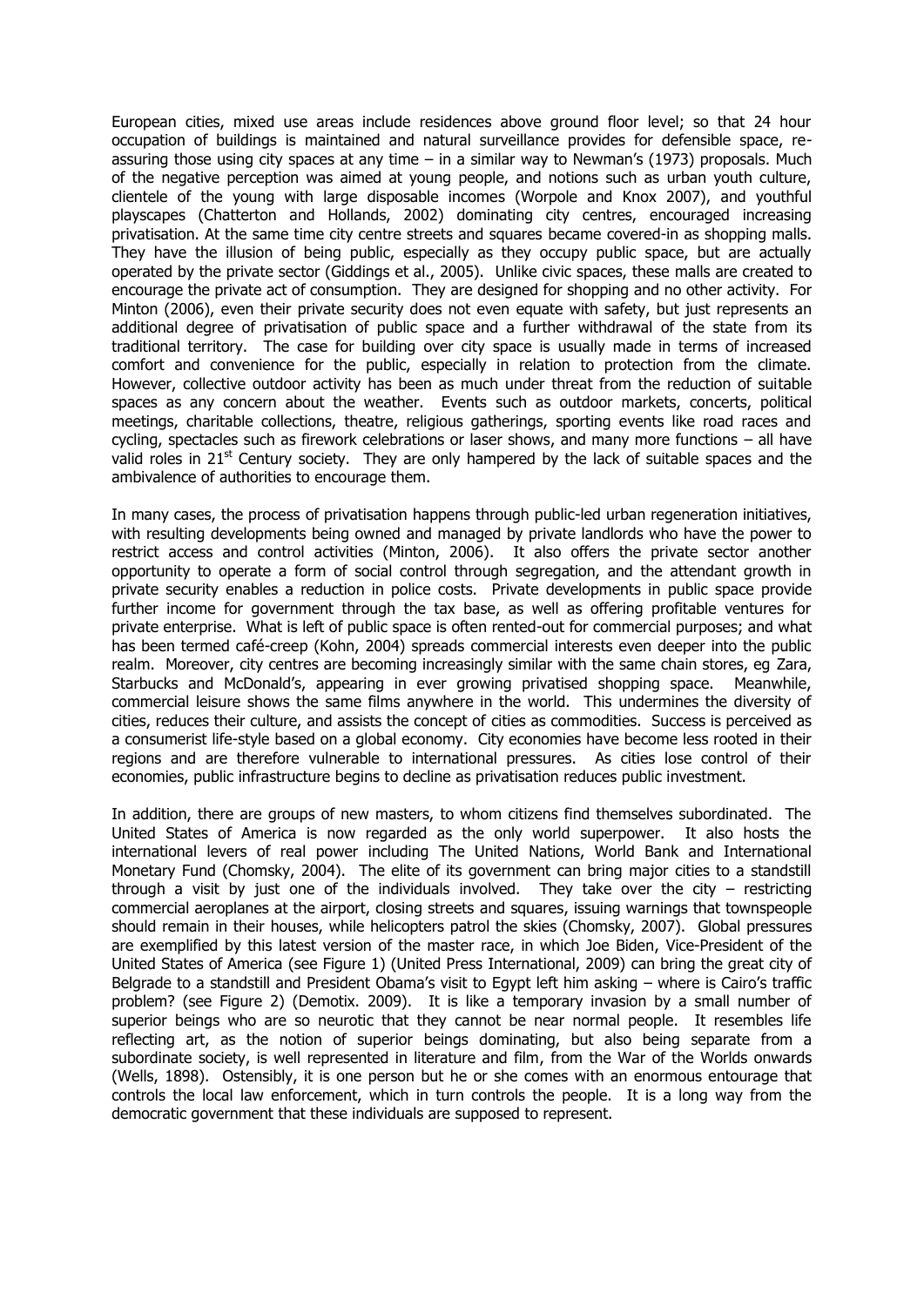European cities, mixed use areas include residences above ground floor level; so that 24 hour occupation of buildings is maintained and natural surveillance provides for defensible space, re-assuring those using city spaces at any time – in a similar way to Newman's (1973) proposals. Much of the negative perception was aimed at young people, and notions such as urban youth culture, clientele of the young with large disposable incomes (Worpole and Knox 2007), and youthful playscapes (Chatterton and Hollands, 2002) dominating city centres, encouraged increasing privatisation. At the same time city centre streets and squares became covered-in as shopping malls. They have the illusion of being public, especially as they occupy public space, but are actually operated by the private sector (Giddings et al., 2005). Unlike civic spaces, these malls are created to encourage the private act of consumption. They are designed for shopping and no other activity. For Minton (2006), even their private security does not even equate with safety, but just represents an additional degree of privatisation of public space and a further withdrawal of the state from its traditional territory. The case for building over city space is usually made in terms of increased comfort and convenience for the public, especially in relation to protection from the climate. However, collective outdoor activity has been as much under threat from the reduction of suitable spaces as any concern about the weather. Events such as outdoor markets, concerts, political meetings, charitable collections, theatre, religious gatherings, sporting events like road races and cycling, spectacles such as firework celebrations or laser shows, and many more functions – all have valid roles in 21st Century society. They are only hampered by the lack of suitable spaces and the ambivalence of authorities to encourage them.

In many cases, the process of privatisation happens through public-led urban regeneration initiatives, with resulting developments being owned and managed by private landlords who have the power to restrict access and control activities (Minton, 2006). It also offers the private sector another opportunity to operate a form of social control through segregation, and the attendant growth in private security enables a reduction in police costs. Private developments in public space provide further income for government through the tax base, as well as offering profitable ventures for private enterprise. What is left of public space is often rented-out for commercial purposes; and what has been termed café-creep (Kohn, 2004) spreads commercial interests even deeper into the public realm. Moreover, city centres are becoming increasingly similar with the same chain stores, eg Zara, Starbucks and McDonald's, appearing in ever growing privatised shopping space. Meanwhile, commercial leisure shows the same films anywhere in the world. This undermines the diversity of cities, reduces their culture, and assists the concept of cities as commodities. Success is perceived as a consumerist life-style based on a global economy. City economies have become less rooted in their regions and are therefore vulnerable to international pressures. As cities lose control of their economies, public infrastructure begins to decline as privatisation reduces public investment.

In addition, there are groups of new masters, to whom citizens find themselves subordinated. The United States of America is now regarded as the only world superpower. It also hosts the international levers of real power including The United Nations, World Bank and International Monetary Fund (Chomsky, 2004). The elite of its government can bring major cities to a standstill through a visit by just one of the individuals involved. They take over the city – restricting commercial aeroplanes at the airport, closing streets and squares, issuing warnings that townspeople should remain in their houses, while helicopters patrol the skies (Chomsky, 2007). Global pressures are exemplified by this latest version of the master race, in which Joe Biden, Vice-President of the United States of America (see Figure 1) (United Press International, 2009) can bring the great city of Belgrade to a standstill and President Obama's visit to Egypt left him asking – where is Cairo's traffic problem? (see Figure 2) (Demotix. 2009). It is like a temporary invasion by a small number of superior beings who are so neurotic that they cannot be near normal people. It resembles life reflecting art, as the notion of superior beings dominating, but also being separate from a subordinate society, is well represented in literature and film, from the War of the Worlds onwards (Wells, 1898). Ostensibly, it is one person but he or she comes with an enormous entourage that controls the local law enforcement, which in turn controls the people. It is a long way from the democratic government that these individuals are supposed to represent.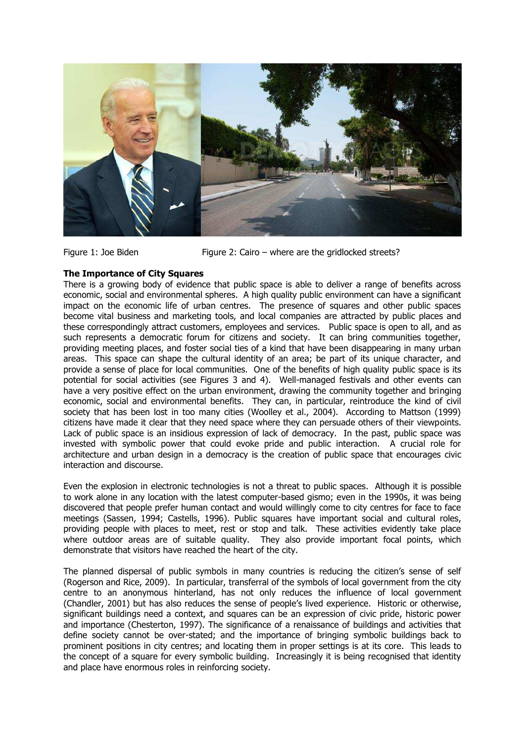Figure 1: Joe Biden

Figure 2: Cairo – where are the gridlocked streets?

**The Importance of City Squares**

There is a growing body of evidence that public space is able to deliver a range of benefits across economic, social and environmental spheres. A high quality public environment can have a significant impact on the economic life of urban centres. The presence of squares and other public spaces become vital business and marketing tools, and local companies are attracted by public places and these correspondingly attract customers, employees and services. Public space is open to all, and as such represents a democratic forum for citizens and society. It can bring communities together, providing meeting places, and foster social ties of a kind that have been disappearing in many urban areas. This space can shape the cultural identity of an area; be part of its unique character, and provide a sense of place for local communities. One of the benefits of high quality public space is its potential for social activities (see Figures 3 and 4). Well-managed festivals and other events can have a very positive effect on the urban environment, drawing the community together and bringing economic, social and environmental benefits. They can, in particular, reintroduce the kind of civil society that has been lost in too many cities (Woolley et al., 2004). According to Mattson (1999) citizens have made it clear that they need space where they can persuade others of their viewpoints. Lack of public space is an insidious expression of lack of democracy. In the past, public space was invested with symbolic power that could evoke pride and public interaction. A crucial role for architecture and urban design in a democracy is the creation of public space that encourages civic interaction and discourse.

Even the explosion in electronic technologies is not a threat to public spaces. Although it is possible to work alone in any location with the latest computer-based gismo; even in the 1990s, it was being discovered that people prefer human contact and would willingly come to city centres for face to face meetings (Sassen, 1994; Castells, 1996). Public squares have important social and cultural roles, providing people with places to meet, rest or stop and talk. These activities evidently take place where outdoor areas are of suitable quality. They also provide important focal points, which demonstrate that visitors have reached the heart of the city.

The planned dispersal of public symbols in many countries is reducing the citizen's sense of self (Rogerson and Rice, 2009). In particular, transferral of the symbols of local government from the city centre to an anonymous hinterland, has not only reduces the influence of local government (Chandler, 2001) but has also reduces the sense of people's lived experience. Historic or otherwise, significant buildings need a context, and squares can be an expression of civic pride, historic power and importance (Chesterton, 1997). The significance of a renaissance of buildings and activities that define society cannot be over-stated; and the importance of bringing symbolic buildings back to prominent positions in city centres; and locating them in proper settings is at its core. This leads to the concept of a square for every symbolic building. Increasingly it is being recognised that identity and place have enormous roles in reinforcing society.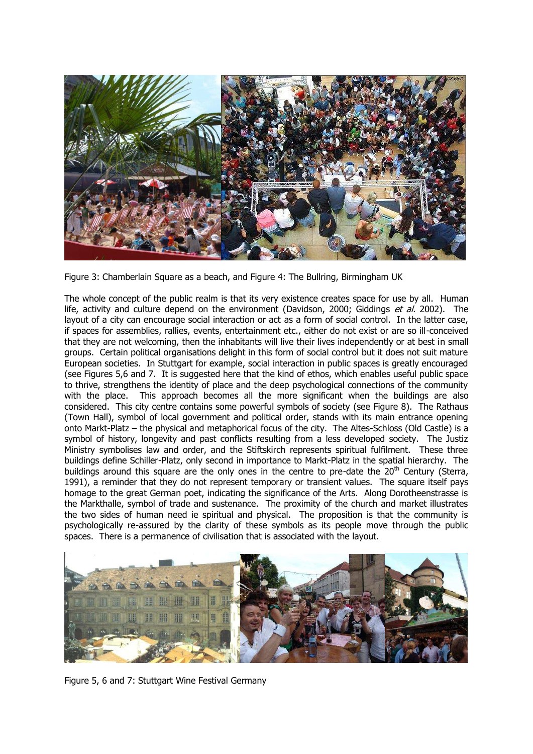Figure 3: Chamberlain Square as a beach, and Figure 4: The Bullring, Birmingham UK

The whole concept of the public realm is that its very existence creates space for use by all. Human life, activity and culture depend on the environment (Davidson, 2000; Giddings *et al.* 2002). The layout of a city can encourage social interaction or act as a form of social control. In the latter case, if spaces for assemblies, rallies, events, entertainment etc., either do not exist or are so ill-conceived that they are not welcoming, then the inhabitants will live their lives independently or at best in small groups. Certain political organisations delight in this form of social control but it does not suit mature European societies. In Stuttgart for example, social interaction in public spaces is greatly encouraged (see Figures 5,6 and 7. It is suggested here that the kind of ethos, which enables useful public space to thrive, strengthens the identity of place and the deep psychological connections of the community with the place. This approach becomes all the more significant when the buildings are also considered. This city centre contains some powerful symbols of society (see Figure 8). The Rathaus (Town Hall), symbol of local government and political order, stands with its main entrance opening onto Markt-Platz – the physical and metaphorical focus of the city. The Altes-Schloss (Old Castle) is a symbol of history, longevity and past conflicts resulting from a less developed society. The Justiz Ministry symbolises law and order, and the Stiftskirch represents spiritual fulfilment. These three buildings define Schiller-Platz, only second in importance to Markt-Platz in the spatial hierarchy. The buildings around this square are the only ones in the centre to pre-date the 20th Century (Sterra, 1991), a reminder that they do not represent temporary or transient values. The square itself pays homage to the great German poet, indicating the significance of the Arts. Along Dorotheenstrasse is the Markthalle, symbol of trade and sustenance. The proximity of the church and market illustrates the two sides of human need ie spiritual and physical. The proposition is that the community is psychologically re-assured by the clarity of these symbols as its people move through the public spaces. There is a permanence of civilisation that is associated with the layout.

Figure 5, 6 and 7: Stuttgart Wine Festival Germany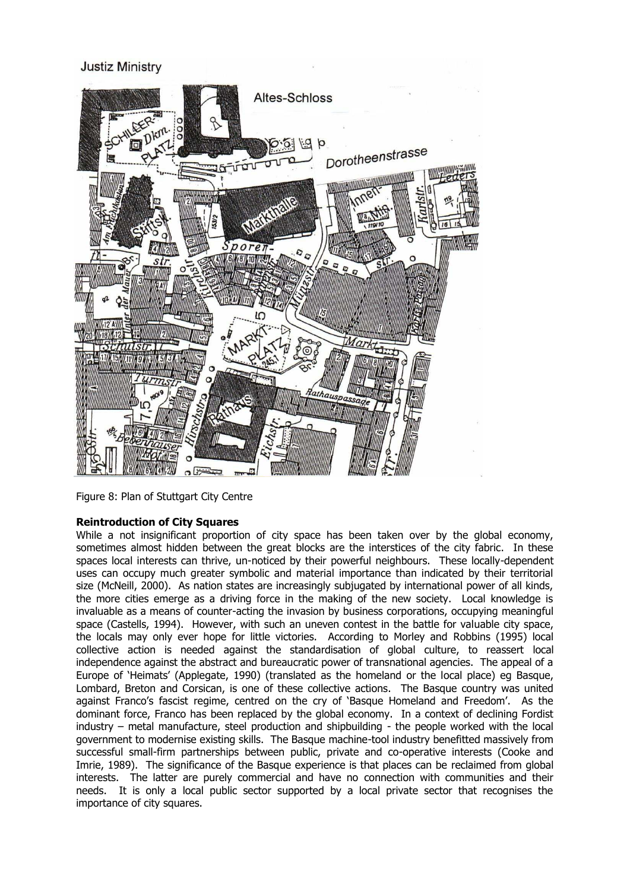Justiz Ministry

Altes-Schloss

Dorotheenstrasse

Figure 8: Plan of Stuttgart City Centre

**Reintroduction of City Squares**

While a not insignificant proportion of city space has been taken over by the global economy, sometimes almost hidden between the great blocks are the interstices of the city fabric. In these spaces local interests can thrive, un-noticed by their powerful neighbours. These locally-dependent uses can occupy much greater symbolic and material importance than indicated by their territorial size (McNeill, 2000). As nation states are increasingly subjugated by international power of all kinds, the more cities emerge as a driving force in the making of the new society. Local knowledge is invaluable as a means of counter-acting the invasion by business corporations, occupying meaningful space (Castells, 1994). However, with such an uneven contest in the battle for valuable city space, the locals may only ever hope for little victories. According to Morley and Robbins (1995) local collective action is needed against the standardisation of global culture, to reassert local independence against the abstract and bureaucratic power of transnational agencies. The appeal of a Europe of 'Heimats' (Applegate, 1990) (translated as the homeland or the local place) eg Basque, Lombard, Breton and Corsican, is one of these collective actions. The Basque country was united against Franco's fascist regime, centred on the cry of 'Basque Homeland and Freedom'. As the dominant force, Franco has been replaced by the global economy. In a context of declining Fordist industry – metal manufacture, steel production and shipbuilding - the people worked with the local government to modernise existing skills. The Basque machine-tool industry benefitted massively from successful small-firm partnerships between public, private and co-operative interests (Cooke and Imrie, 1989). The significance of the Basque experience is that places can be reclaimed from global interests. The latter are purely commercial and have no connection with communities and their needs. It is only a local public sector supported by a local private sector that recognises the importance of city squares.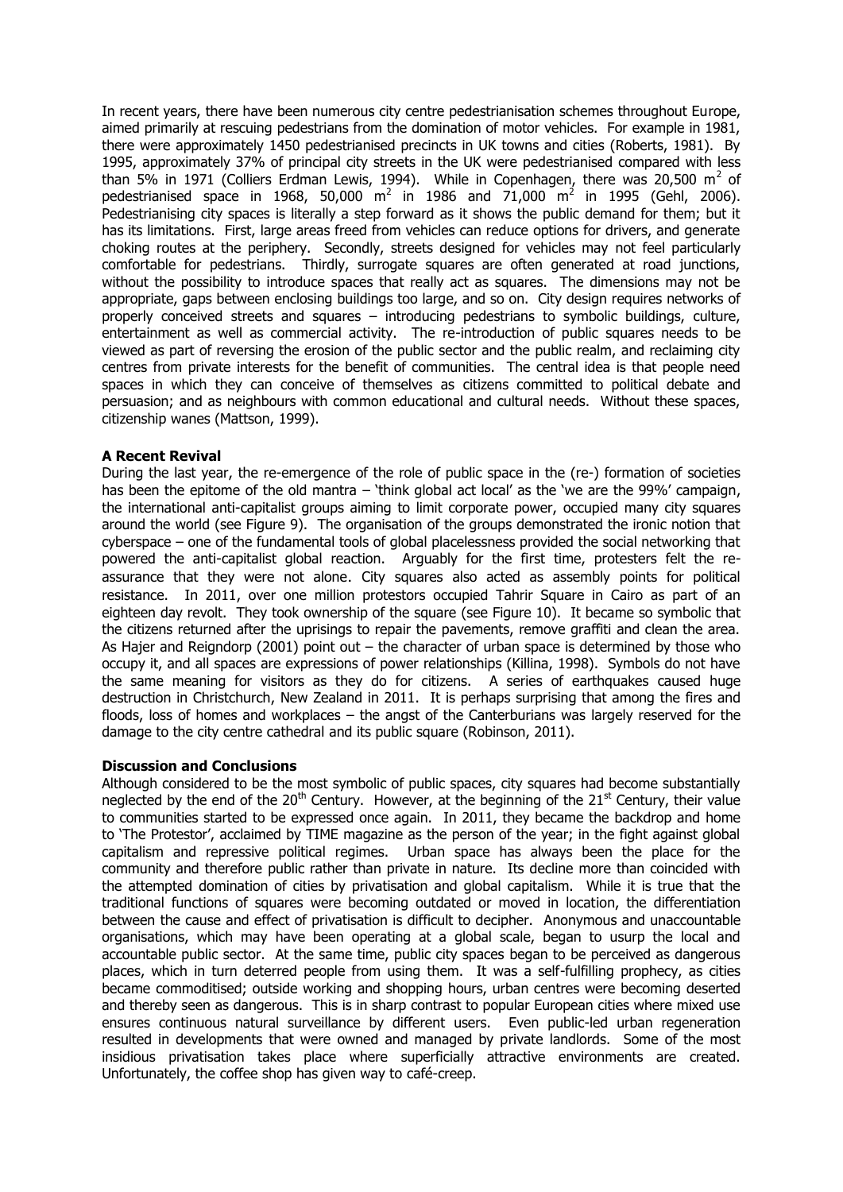In recent years, there have been numerous city centre pedestrianisation schemes throughout Europe, aimed primarily at rescuing pedestrians from the domination of motor vehicles. For example in 1981, there were approximately 1450 pedestrianised precincts in UK towns and cities (Roberts, 1981). By 1995, approximately 37% of principal city streets in the UK were pedestrianised compared with less than 5% in 1971 (Colliers Erdman Lewis, 1994). While in Copenhagen, there was 20,500 $m^2$ of pedestrianised space in 1968, 50,000 $m^2$ in 1986 and 71,000 $m^2$ in 1995 (Gehl, 2006). Pedestrianising city spaces is literally a step forward as it shows the public demand for them; but it has its limitations. First, large areas freed from vehicles can reduce options for drivers, and generate choking routes at the periphery. Secondly, streets designed for vehicles may not feel particularly comfortable for pedestrians. Thirdly, surrogate squares are often generated at road junctions, without the possibility to introduce spaces that really act as squares. The dimensions may not be appropriate, gaps between enclosing buildings too large, and so on. City design requires networks of properly conceived streets and squares – introducing pedestrians to symbolic buildings, culture, entertainment as well as commercial activity. The re-introduction of public squares needs to be viewed as part of reversing the erosion of the public sector and the public realm, and reclaiming city centres from private interests for the benefit of communities. The central idea is that people need spaces in which they can conceive of themselves as citizens committed to political debate and persuasion; and as neighbours with common educational and cultural needs. Without these spaces, citizenship wanes (Mattson, 1999).

**A Recent Revival**

During the last year, the re-emergence of the role of public space in the (re-) formation of societies has been the epitome of the old mantra – 'think global act local' as the 'we are the 99%' campaign, the international anti-capitalist groups aiming to limit corporate power, occupied many city squares around the world (see Figure 9). The organisation of the groups demonstrated the ironic notion that cyberspace – one of the fundamental tools of global placelessness provided the social networking that powered the anti-capitalist global reaction. Arguably for the first time, protesters felt the re-assurance that they were not alone. City squares also acted as assembly points for political resistance. In 2011, over one million protestors occupied Tahrir Square in Cairo as part of an eighteen day revolt. They took ownership of the square (see Figure 10). It became so symbolic that the citizens returned after the uprisings to repair the pavements, remove graffiti and clean the area. As Hajer and Reigndorp (2001) point out – the character of urban space is determined by those who occupy it, and all spaces are expressions of power relationships (Killina, 1998). Symbols do not have the same meaning for visitors as they do for citizens. A series of earthquakes caused huge destruction in Christchurch, New Zealand in 2011. It is perhaps surprising that among the fires and floods, loss of homes and workplaces – the angst of the Canterburians was largely reserved for the damage to the city centre cathedral and its public square (Robinson, 2011).

**Discussion and Conclusions**

Although considered to be the most symbolic of public spaces, city squares had become substantially neglected by the end of the 20th Century. However, at the beginning of the 21st Century, their value to communities started to be expressed once again. In 2011, they became the backdrop and home to 'The Protestor', acclaimed by TIME magazine as the person of the year; in the fight against global capitalism and repressive political regimes. Urban space has always been the place for the community and therefore public rather than private in nature. Its decline more than coincided with the attempted domination of cities by privatisation and global capitalism. While it is true that the traditional functions of squares were becoming outdated or moved in location, the differentiation between the cause and effect of privatisation is difficult to decipher. Anonymous and unaccountable organisations, which may have been operating at a global scale, began to usurp the local and accountable public sector. At the same time, public city spaces began to be perceived as dangerous places, which in turn deterred people from using them. It was a self-fulfilling prophecy, as cities became commoditised; outside working and shopping hours, urban centres were becoming deserted and thereby seen as dangerous. This is in sharp contrast to popular European cities where mixed use ensures continuous natural surveillance by different users. Even public-led urban regeneration resulted in developments that were owned and managed by private landlords. Some of the most insidious privatisation takes place where superficially attractive environments are created. Unfortunately, the coffee shop has given way to café-creep.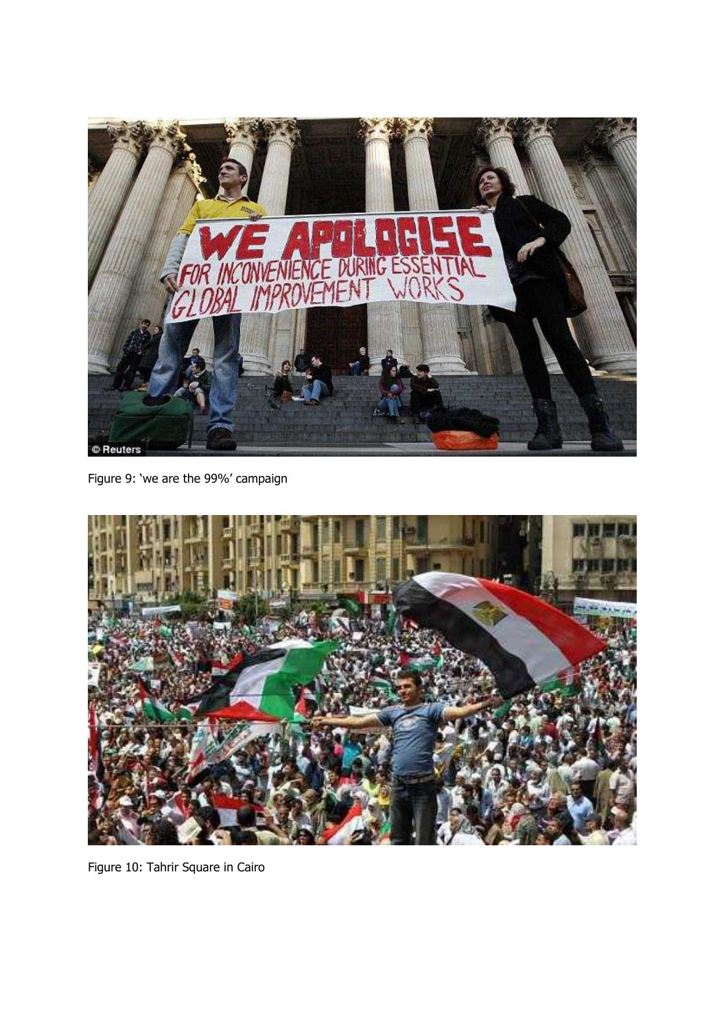Figure 9: 'we are the 99%' campaign

Figure 10: Tahrir Square in Cairo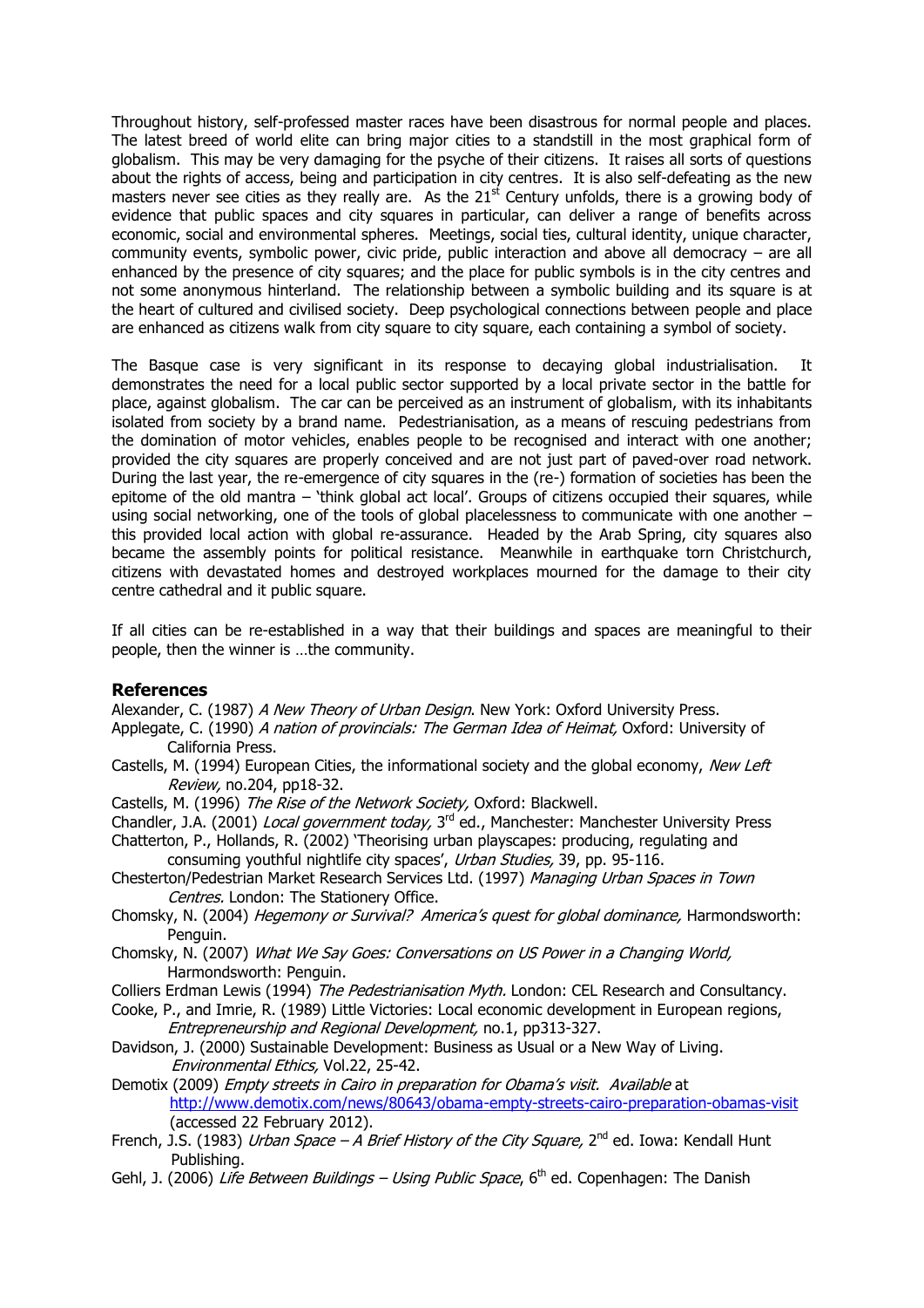Throughout history, self-professed master races have been disastrous for normal people and places. The latest breed of world elite can bring major cities to a standstill in the most graphical form of globalism. This may be very damaging for the psyche of their citizens. It raises all sorts of questions about the rights of access, being and participation in city centres. It is also self-defeating as the new masters never see cities as they really are. As the 21st Century unfolds, there is a growing body of evidence that public spaces and city squares in particular, can deliver a range of benefits across economic, social and environmental spheres. Meetings, social ties, cultural identity, unique character, community events, symbolic power, civic pride, public interaction and above all democracy – are all enhanced by the presence of city squares; and the place for public symbols is in the city centres and not some anonymous hinterland. The relationship between a symbolic building and its square is at the heart of cultured and civilised society. Deep psychological connections between people and place are enhanced as citizens walk from city square to city square, each containing a symbol of society.

The Basque case is very significant in its response to decaying global industrialisation. It demonstrates the need for a local public sector supported by a local private sector in the battle for place, against globalism. The car can be perceived as an instrument of globalism, with its inhabitants isolated from society by a brand name. Pedestrianisation, as a means of rescuing pedestrians from the domination of motor vehicles, enables people to be recognised and interact with one another; provided the city squares are properly conceived and are not just part of paved-over road network. During the last year, the re-emergence of city squares in the (re-) formation of societies has been the epitome of the old mantra – 'think global act local'. Groups of citizens occupied their squares, while using social networking, one of the tools of global placelessness to communicate with one another – this provided local action with global re-assurance. Headed by the Arab Spring, city squares also became the assembly points for political resistance. Meanwhile in earthquake torn Christchurch, citizens with devastated homes and destroyed workplaces mourned for the damage to their city centre cathedral and it public square.

If all cities can be re-established in a way that their buildings and spaces are meaningful to their people, then the winner is …the community.

## References

Alexander, C. (1987) *A New Theory of Urban Design*. New York: Oxford University Press.

Applegate, C. (1990) *A nation of provincials: The German Idea of Heimat,* Oxford: University of California Press.

Castells, M. (1994) European Cities, the informational society and the global economy, *New Left Review,* no.204, pp18-32.

Castells, M. (1996) *The Rise of the Network Society,* Oxford: Blackwell.

Chandler, J.A. (2001) *Local government today,* 3rd ed., Manchester: Manchester University Press

Chatterton, P., Hollands, R. (2002) 'Theorising urban playscapes: producing, regulating and consuming youthful nightlife city spaces', *Urban Studies,* 39, pp. 95-116.

Chesterton/Pedestrian Market Research Services Ltd. (1997) *Managing Urban Spaces in Town Centres.* London: The Stationery Office.

Chomsky, N. (2004) *Hegemony or Survival? America's quest for global dominance,* Harmondsworth: Penguin.

Chomsky, N. (2007) *What We Say Goes: Conversations on US Power in a Changing World,* Harmondsworth: Penguin.

Colliers Erdman Lewis (1994) *The Pedestrianisation Myth.* London: CEL Research and Consultancy.

Cooke, P., and Imrie, R. (1989) Little Victories: Local economic development in European regions, *Entrepreneurship and Regional Development,* no.1, pp313-327.

Davidson, J. (2000) Sustainable Development: Business as Usual or a New Way of Living. *Environmental Ethics,* Vol.22, 25-42.

Demotix (2009) *Empty streets in Cairo in preparation for Obama's visit. Available* at http://www.demotix.com/news/80643/obama-empty-streets-cairo-preparation-obamas-visit (accessed 22 February 2012).

French, J.S. (1983) *Urban Space – A Brief History of the City Square,* 2nd ed. Iowa: Kendall Hunt Publishing.

Gehl, J. (2006) *Life Between Buildings – Using Public Space*, 6th ed. Copenhagen: The Danish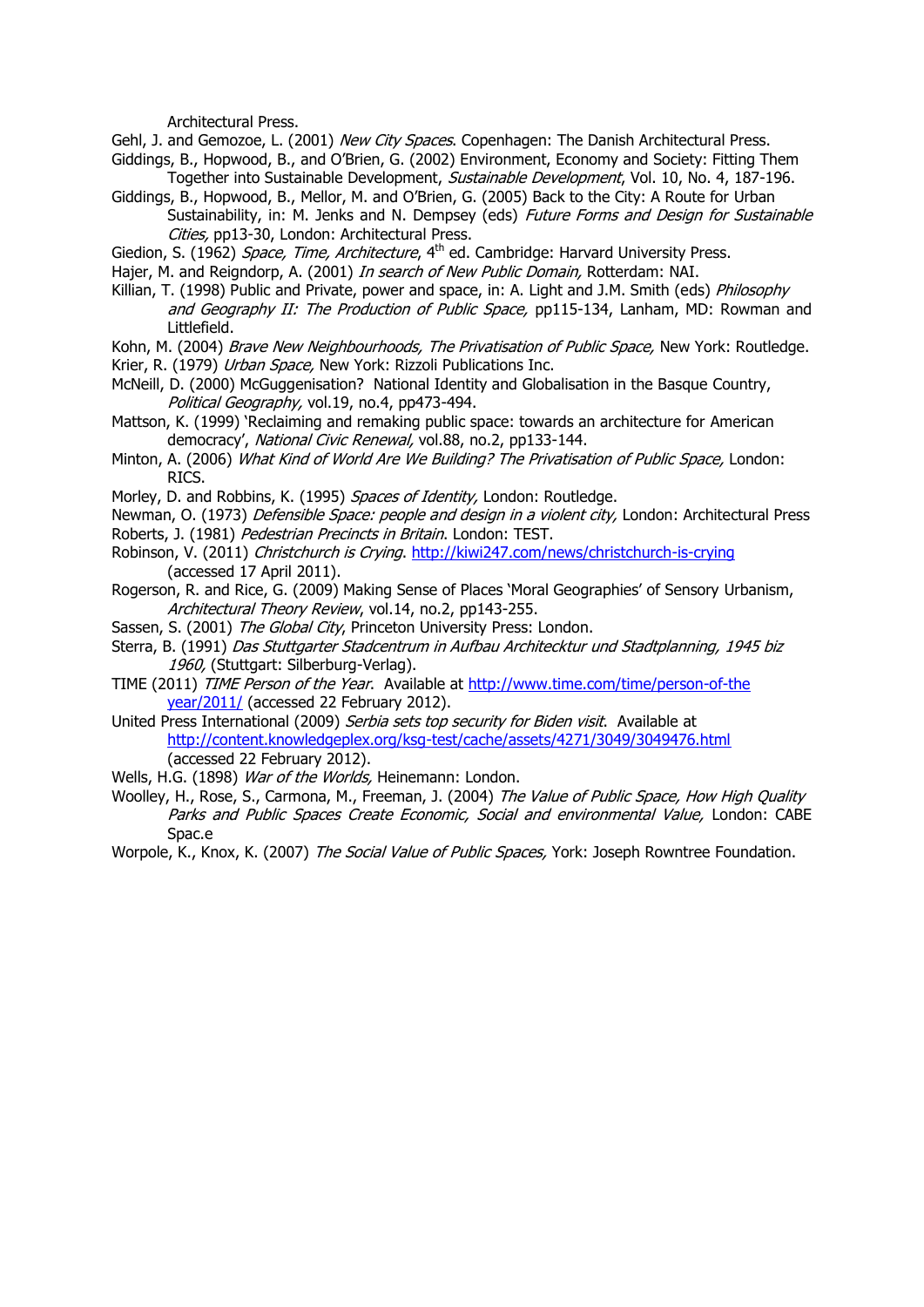Architectural Press.

Gehl, J. and Gemozoe, L. (2001) *New City Spaces*. Copenhagen: The Danish Architectural Press.

Giddings, B., Hopwood, B., and O'Brien, G. (2002) Environment, Economy and Society: Fitting Them Together into Sustainable Development, *Sustainable Development*, Vol. 10, No. 4, 187-196.

Giddings, B., Hopwood, B., Mellor, M. and O'Brien, G. (2005) Back to the City: A Route for Urban Sustainability, in: M. Jenks and N. Dempsey (eds) *Future Forms and Design for Sustainable Cities,* pp13-30, London: Architectural Press.

Giedion, S. (1962) *Space, Time, Architecture*, 4th ed. Cambridge: Harvard University Press.

Hajer, M. and Reigndorp, A. (2001) *In search of New Public Domain,* Rotterdam: NAI.

Killian, T. (1998) Public and Private, power and space, in: A. Light and J.M. Smith (eds) *Philosophy and Geography II: The Production of Public Space,* pp115-134, Lanham, MD: Rowman and Littlefield.

Kohn, M. (2004) *Brave New Neighbourhoods, The Privatisation of Public Space,* New York: Routledge.

Krier, R. (1979) *Urban Space,* New York: Rizzoli Publications Inc.

McNeill, D. (2000) McGuggenisation? National Identity and Globalisation in the Basque Country, *Political Geography,* vol.19, no.4, pp473-494.

Mattson, K. (1999) 'Reclaiming and remaking public space: towards an architecture for American democracy', *National Civic Renewal,* vol.88, no.2, pp133-144.

Minton, A. (2006) *What Kind of World Are We Building? The Privatisation of Public Space,* London: RICS.

Morley, D. and Robbins, K. (1995) *Spaces of Identity,* London: Routledge.

Newman, O. (1973) *Defensible Space: people and design in a violent city,* London: Architectural Press

Roberts, J. (1981) *Pedestrian Precincts in Britain*. London: TEST.

Robinson, V. (2011) *Christchurch is Crying*. http://kiwi247.com/news/christchurch-is-crying (accessed 17 April 2011).

Rogerson, R. and Rice, G. (2009) Making Sense of Places 'Moral Geographies' of Sensory Urbanism, *Architectural Theory Review*, vol.14, no.2, pp143-255.

Sassen, S. (2001) *The Global City*, Princeton University Press: London.

Sterra, B. (1991) *Das Stuttgarter Stadcentrum in Aufbau Architecktur und Stadtplanning, 1945 biz 1960,* (Stuttgart: Silberburg-Verlag).

TIME (2011) *TIME Person of the Year*. Available at http://www.time.com/time/person-of-the year/2011/ (accessed 22 February 2012).

United Press International (2009) *Serbia sets top security for Biden visit*. Available at http://content.knowledgeplex.org/ksg-test/cache/assets/4271/3049/3049476.html (accessed 22 February 2012).

Wells, H.G. (1898) *War of the Worlds,* Heinemann: London.

Woolley, H., Rose, S., Carmona, M., Freeman, J. (2004) *The Value of Public Space, How High Quality Parks and Public Spaces Create Economic, Social and environmental Value,* London: CABE Spac.e

Worpole, K., Knox, K. (2007) *The Social Value of Public Spaces,* York: Joseph Rowntree Foundation.